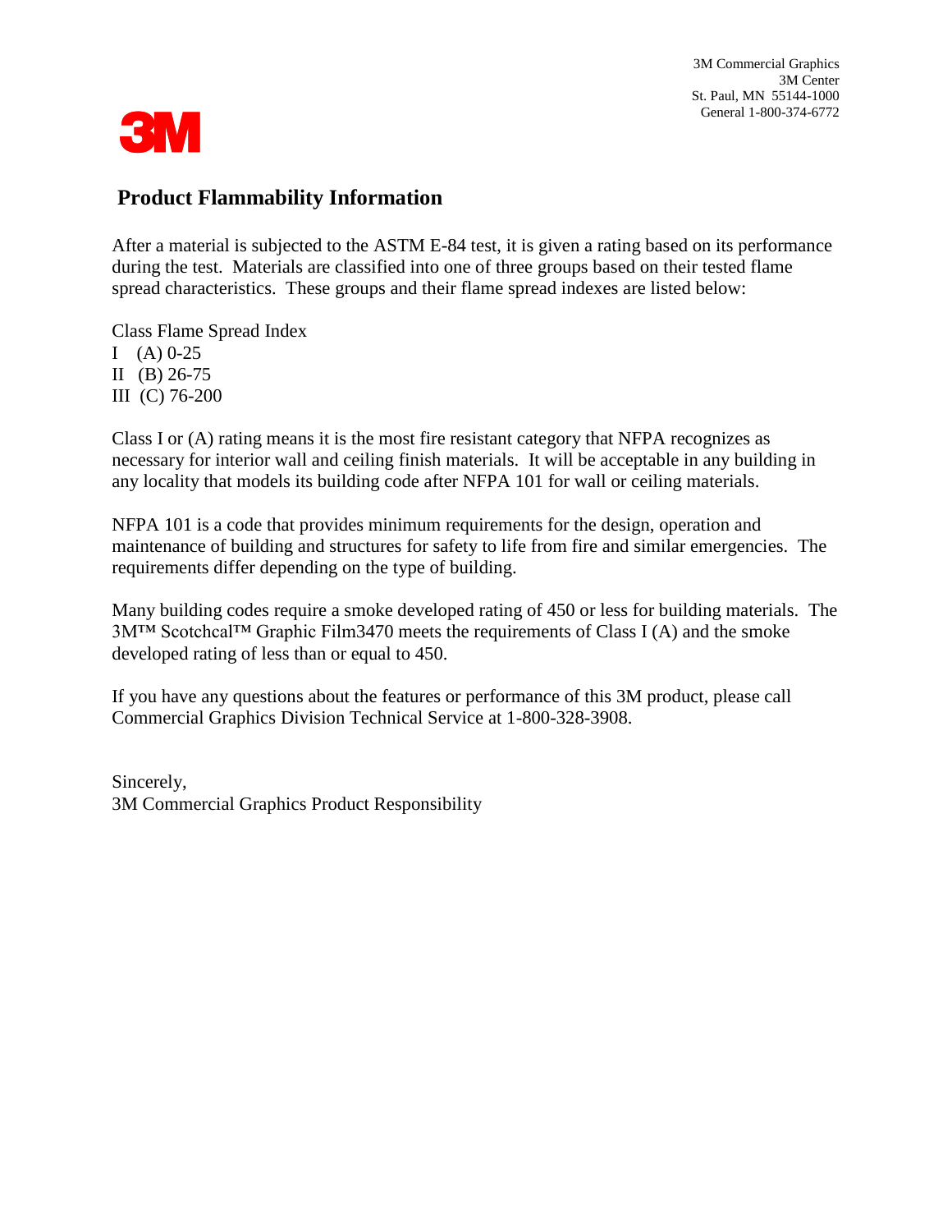3M Commercial Graphics
3M Center
St. Paul, MN 55144-1000
General 1-800-374-6772

3M

## Product Flammability Information

After a material is subjected to the ASTM E-84 test, it is given a rating based on its performance during the test. Materials are classified into one of three groups based on their tested flame spread characteristics. These groups and their flame spread indexes are listed below:

| Class | Flame Spread Index |
|---|---|
| I (A) | 0-25 |
| II (B) | 26-75 |
| III (C) | 76-200 |

Class I or (A) rating means it is the most fire resistant category that NFPA recognizes as necessary for interior wall and ceiling finish materials. It will be acceptable in any building in any locality that models its building code after NFPA 101 for wall or ceiling materials.

NFPA 101 is a code that provides minimum requirements for the design, operation and maintenance of building and structures for safety to life from fire and similar emergencies. The requirements differ depending on the type of building.

Many building codes require a smoke developed rating of 450 or less for building materials. The 3M™ Scotchcal™ Graphic Film3470 meets the requirements of Class I (A) and the smoke developed rating of less than or equal to 450.

If you have any questions about the features or performance of this 3M product, please call Commercial Graphics Division Technical Service at 1-800-328-3908.

Sincerely,
3M Commercial Graphics Product Responsibility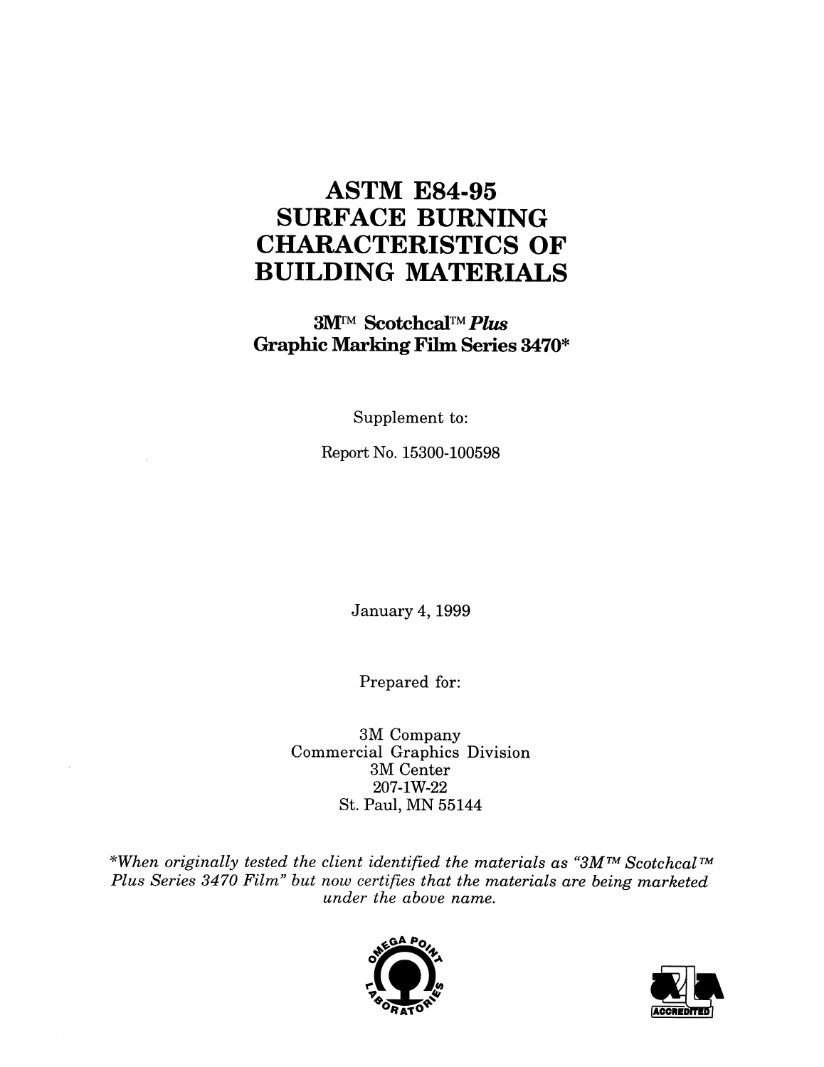# ASTM E84-95 SURFACE BURNING CHARACTERISTICS OF BUILDING MATERIALS

**3M™ Scotchcal™ *Plus* Graphic Marking Film Series 3470***

Supplement to:

Report No. 15300-100598

January 4, 1999

Prepared for:

3M Company
Commercial Graphics Division
3M Center
207-1W-22
St. Paul, MN 55144

**When originally tested the client identified the materials as "3M™ Scotchcal™ Plus Series 3470 Film" but now certifies that the materials are being marketed under the above name.*

OMEGA POINT LABORATORIES

ACCREDITED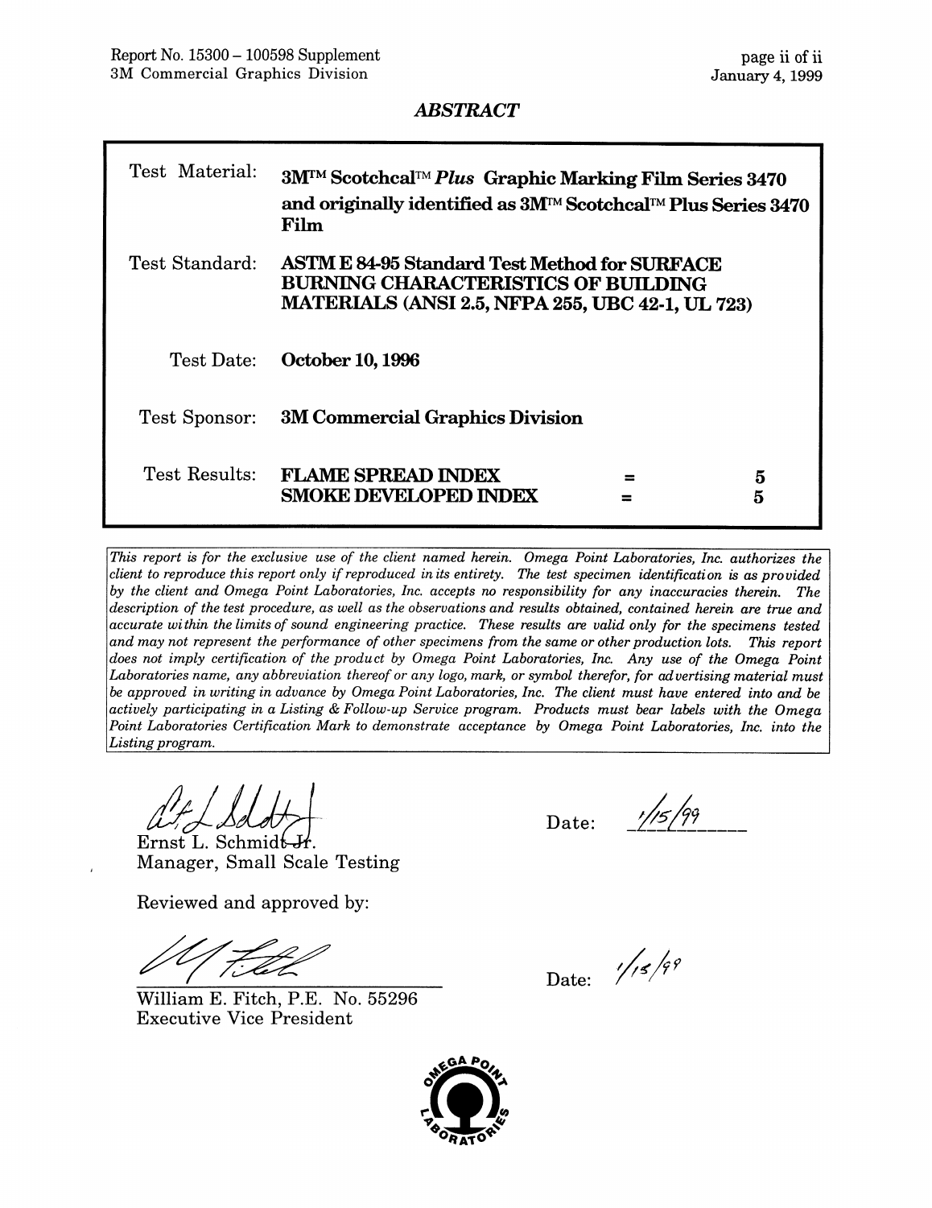## ABSTRACT

| | |
|---|---|
| Test Material: | **3M™ Scotchcal™ *Plus* Graphic Marking Film Series 3470 and originally identified as 3M™ Scotchcal™ Plus Series 3470 Film** |
| Test Standard: | **ASTM E 84-95 Standard Test Method for SURFACE BURNING CHARACTERISTICS OF BUILDING MATERIALS (ANSI 2.5, NFPA 255, UBC 42-1, UL 723)** |
| Test Date: | **October 10, 1996** |
| Test Sponsor: | **3M Commercial Graphics Division** |
| Test Results: | **FLAME SPREAD INDEX = 5** <br> **SMOKE DEVELOPED INDEX = 5** |

*This report is for the exclusive use of the client named herein. Omega Point Laboratories, Inc. authorizes the client to reproduce this report only if reproduced in its entirety. The test specimen identification is as provided by the client and Omega Point Laboratories, Inc. accepts no responsibility for any inaccuracies therein. The description of the test procedure, as well as the observations and results obtained, contained herein are true and accurate within the limits of sound engineering practice. These results are valid only for the specimens tested and may not represent the performance of other specimens from the same or other production lots. This report does not imply certification of the product by Omega Point Laboratories, Inc. Any use of the Omega Point Laboratories name, any abbreviation thereof or any logo, mark, or symbol therefor, for advertising material must be approved in writing in advance by Omega Point Laboratories, Inc. The client must have entered into and be actively participating in a Listing & Follow-up Service program. Products must bear labels with the Omega Point Laboratories Certification Mark to demonstrate acceptance by Omega Point Laboratories, Inc. into the Listing program.*

Ernst L. Schmidt Jr.
Manager, Small Scale Testing

Date: 1/15/99

Reviewed and approved by:

William E. Fitch, P.E. No. 55296
Executive Vice President

Date: 1/15/99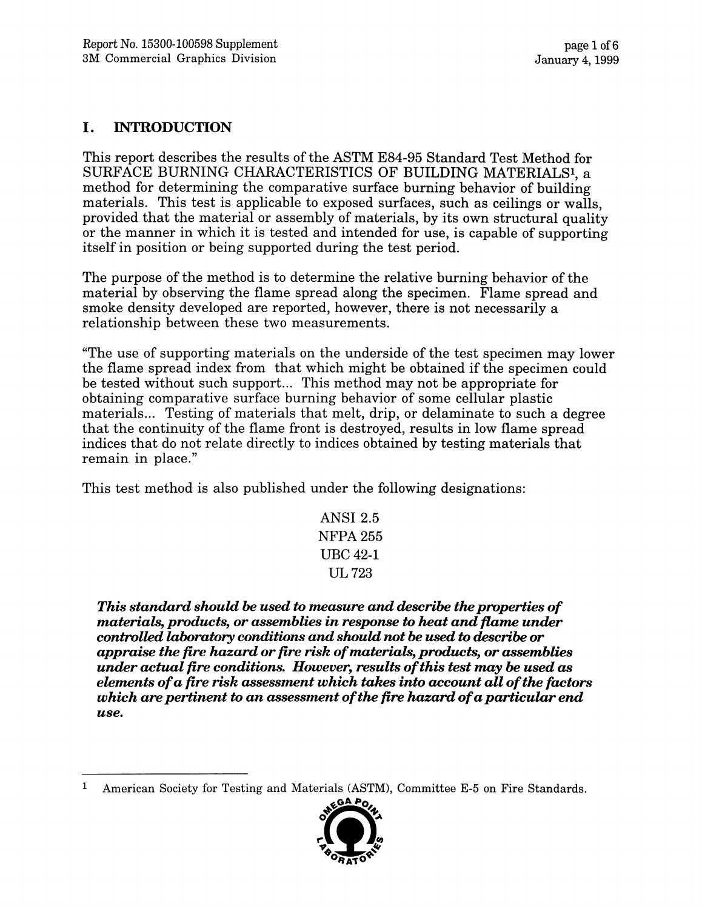## I. INTRODUCTION

This report describes the results of the ASTM E84-95 Standard Test Method for SURFACE BURNING CHARACTERISTICS OF BUILDING MATERIALS[1], a method for determining the comparative surface burning behavior of building materials. This test is applicable to exposed surfaces, such as ceilings or walls, provided that the material or assembly of materials, by its own structural quality or the manner in which it is tested and intended for use, is capable of supporting itself in position or being supported during the test period.

The purpose of the method is to determine the relative burning behavior of the material by observing the flame spread along the specimen. Flame spread and smoke density developed are reported, however, there is not necessarily a relationship between these two measurements.

"The use of supporting materials on the underside of the test specimen may lower the flame spread index from that which might be obtained if the specimen could be tested without such support... This method may not be appropriate for obtaining comparative surface burning behavior of some cellular plastic materials... Testing of materials that melt, drip, or delaminate to such a degree that the continuity of the flame front is destroyed, results in low flame spread indices that do not relate directly to indices obtained by testing materials that remain in place."

This test method is also published under the following designations:

ANSI 2.5
NFPA 255
UBC 42-1
UL 723

***This standard should be used to measure and describe the properties of materials, products, or assemblies in response to heat and flame under controlled laboratory conditions and should not be used to describe or appraise the fire hazard or fire risk of materials, products, or assemblies under actual fire conditions. However, results of this test may be used as elements of a fire risk assessment which takes into account all of the factors which are pertinent to an assessment of the fire hazard of a particular end use.***

---

[1] American Society for Testing and Materials (ASTM), Committee E-5 on Fire Standards.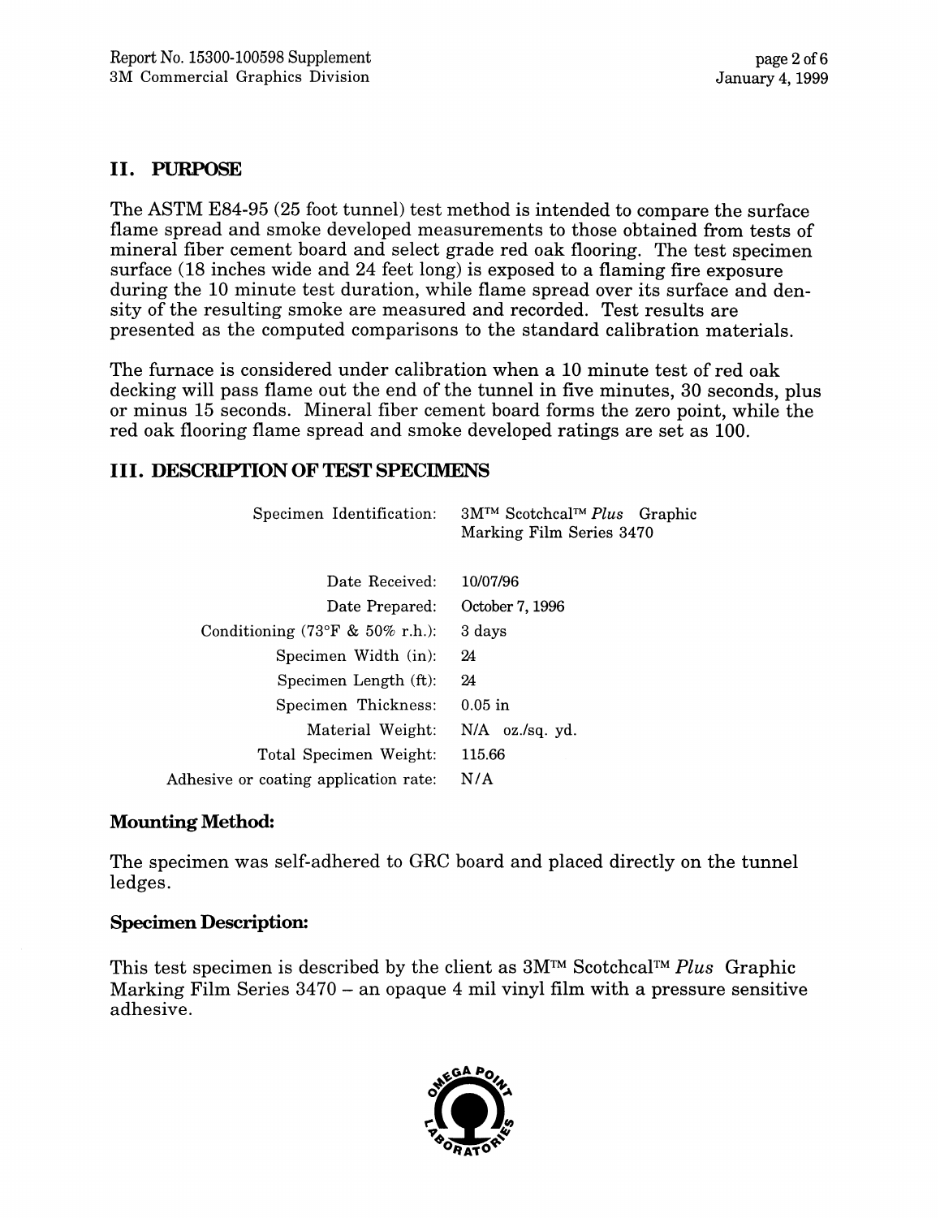## II. PURPOSE

The ASTM E84-95 (25 foot tunnel) test method is intended to compare the surface flame spread and smoke developed measurements to those obtained from tests of mineral fiber cement board and select grade red oak flooring. The test specimen surface (18 inches wide and 24 feet long) is exposed to a flaming fire exposure during the 10 minute test duration, while flame spread over its surface and density of the resulting smoke are measured and recorded. Test results are presented as the computed comparisons to the standard calibration materials.

The furnace is considered under calibration when a 10 minute test of red oak decking will pass flame out the end of the tunnel in five minutes, 30 seconds, plus or minus 15 seconds. Mineral fiber cement board forms the zero point, while the red oak flooring flame spread and smoke developed ratings are set as 100.

## III. DESCRIPTION OF TEST SPECIMENS

| | |
|---|---|
| Specimen Identification: | 3M™ Scotchcal™ *Plus* Graphic Marking Film Series 3470 |
| Date Received: | 10/07/96 |
| Date Prepared: | October 7, 1996 |
| Conditioning (73°F & 50% r.h.): | 3 days |
| Specimen Width (in): | 24 |
| Specimen Length (ft): | 24 |
| Specimen Thickness: | 0.05 in |
| Material Weight: | N/A oz./sq. yd. |
| Total Specimen Weight: | 115.66 |
| Adhesive or coating application rate: | N/A |

### Mounting Method:

The specimen was self-adhered to GRC board and placed directly on the tunnel ledges.

### Specimen Description:

This test specimen is described by the client as 3M™ Scotchcal™ *Plus* Graphic Marking Film Series 3470 – an opaque 4 mil vinyl film with a pressure sensitive adhesive.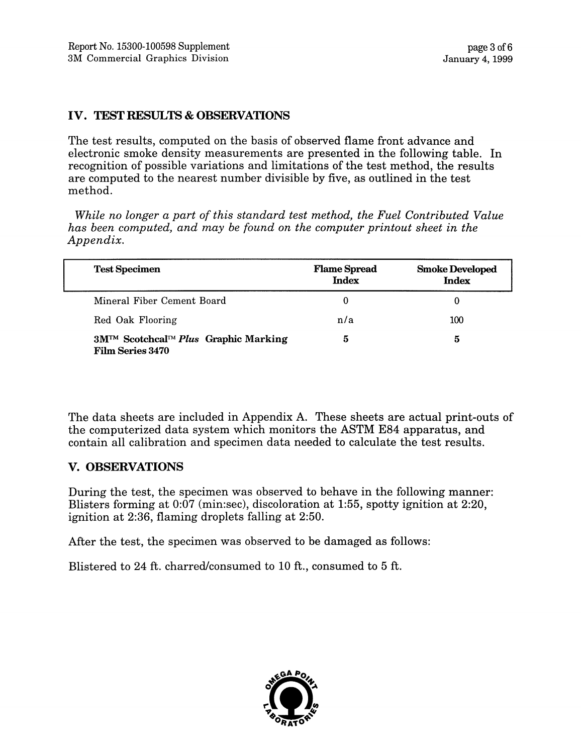## IV. TEST RESULTS & OBSERVATIONS

The test results, computed on the basis of observed flame front advance and electronic smoke density measurements are presented in the following table. In recognition of possible variations and limitations of the test method, the results are computed to the nearest number divisible by five, as outlined in the test method.

*While no longer a part of this standard test method, the Fuel Contributed Value has been computed, and may be found on the computer printout sheet in the Appendix.*

| Test Specimen | Flame Spread Index | Smoke Developed Index |
|---|---|---|
| Mineral Fiber Cement Board | 0 | 0 |
| Red Oak Flooring | n/a | 100 |
| **3M™ Scotchcal™ *Plus* Graphic Marking Film Series 3470** | **5** | **5** |

The data sheets are included in Appendix A. These sheets are actual print-outs of the computerized data system which monitors the ASTM E84 apparatus, and contain all calibration and specimen data needed to calculate the test results.

## V. OBSERVATIONS

During the test, the specimen was observed to behave in the following manner: Blisters forming at 0:07 (min:sec), discoloration at 1:55, spotty ignition at 2:20, ignition at 2:36, flaming droplets falling at 2:50.

After the test, the specimen was observed to be damaged as follows:

Blistered to 24 ft. charred/consumed to 10 ft., consumed to 5 ft.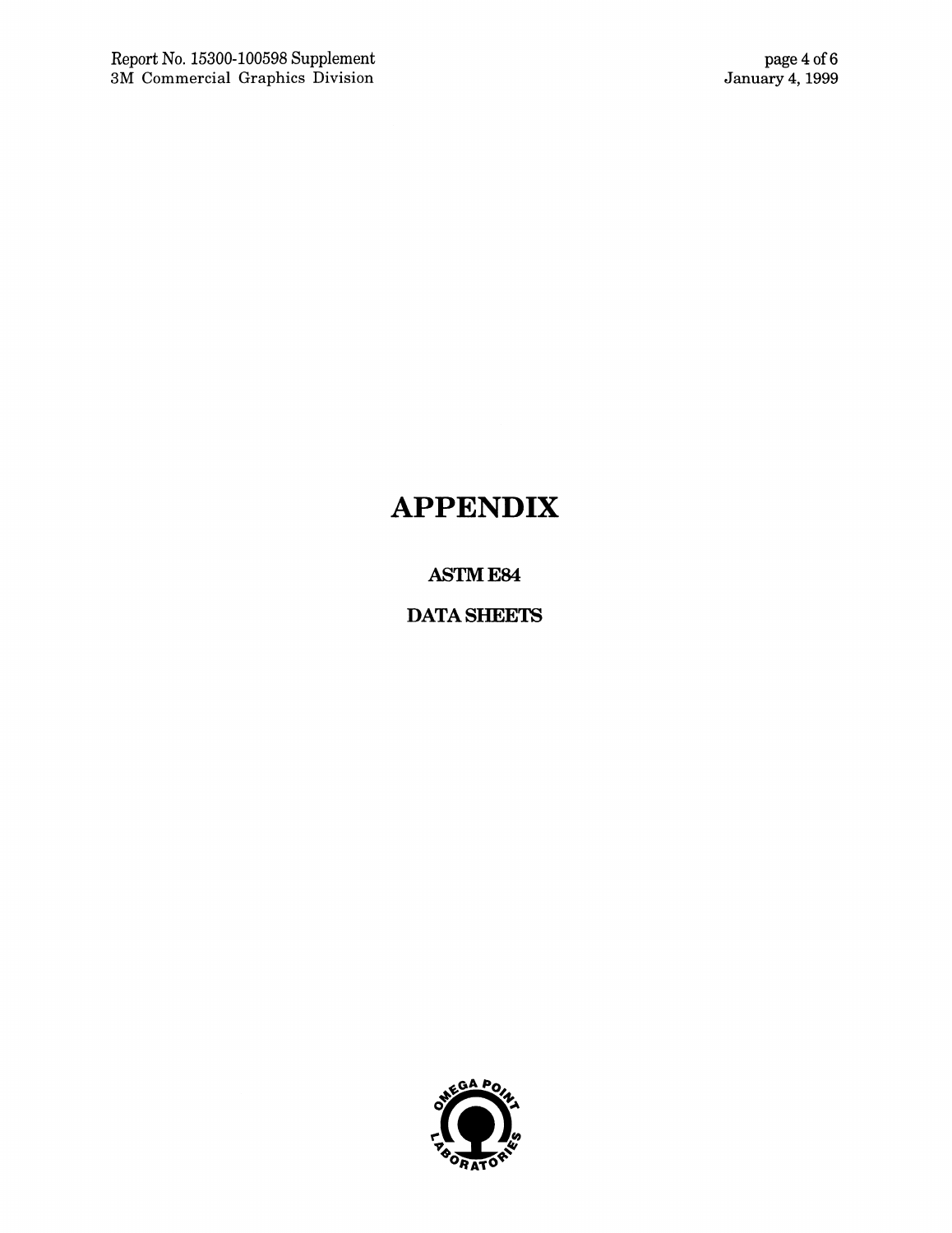# APPENDIX

## ASTM E84

## DATA SHEETS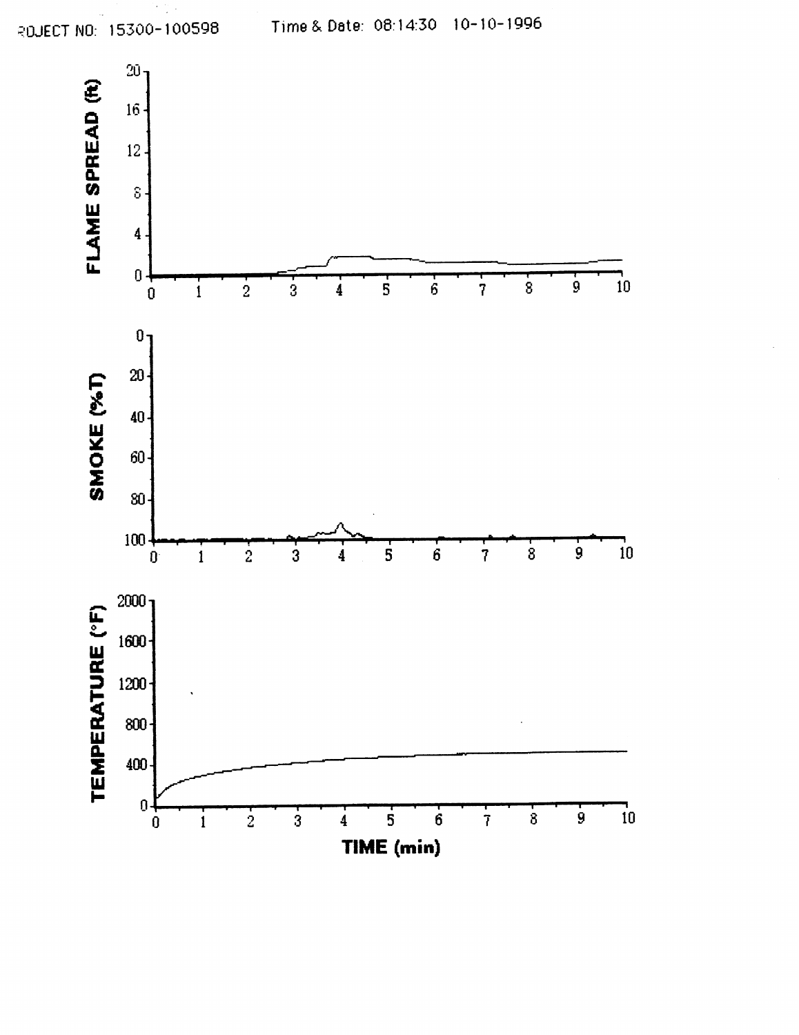ROJECT NO: 15300-100598 Time & Date: 08:14:30 10-10-1996

FLAME SPREAD (ft)

20, 16, 12, 8, 4, 0

0 1 2 3 4 5 6 7 8 9 10

SMOKE (%T)

0, 20, 40, 60, 80, 100

0 1 2 3 4 5 6 7 8 9 10

TEMPERATURE (°F)

2000, 1600, 1200, 800, 400, 0

0 1 2 3 4 5 6 7 8 9 10

TIME (min)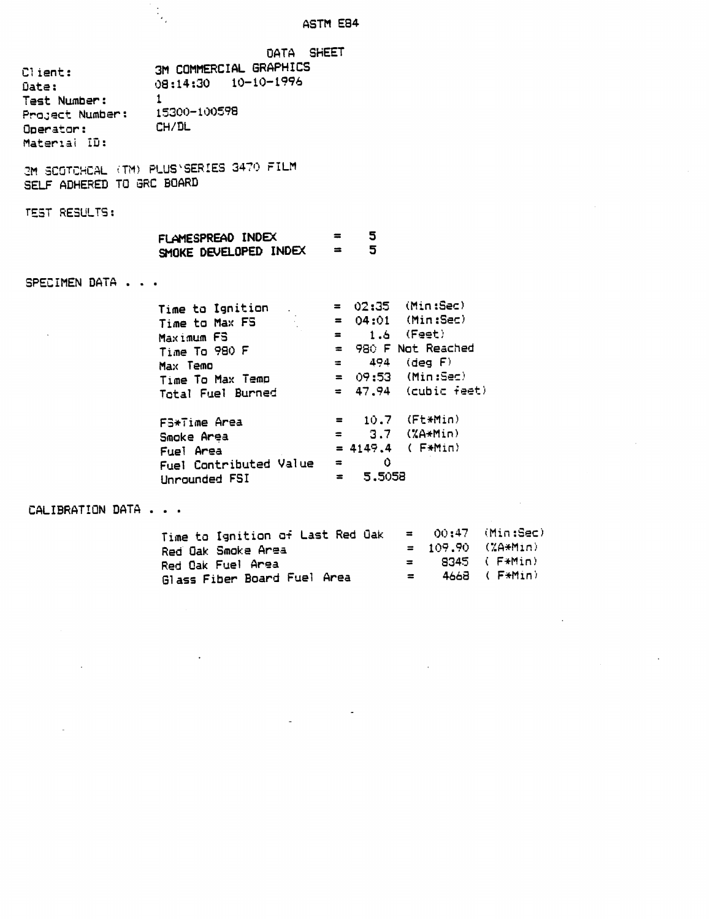ASTM E84

DATA SHEET

| | |
|---|---|
| Client: | 3M COMMERCIAL GRAPHICS |
| Date: | 08:14:30 10-10-1996 |
| Test Number: | 1 |
| Project Number: | 15300-100598 |
| Operator: | CH/DL |
| Material ID: | |

3M SCOTCHCAL (TM) PLUS SERIES 3470 FILM
SELF ADHERED TO GRC BOARD

TEST RESULTS:

| | | |
|---|---|---|
| **FLAMESPREAD INDEX** | = | 5 |
| **SMOKE DEVELOPED INDEX** | = | 5 |

SPECIMEN DATA . . .

| | | | |
|---|---|---|---|
| Time to Ignition | = | 02:35 | (Min:Sec) |
| Time to Max FS | = | 04:01 | (Min:Sec) |
| Maximum FS | = | 1.6 | (Feet) |
| Time To 980 F | = | 980 F Not Reached | |
| Max Temp | = | 494 | (deg F) |
| Time To Max Temp | = | 09:53 | (Min:Sec) |
| Total Fuel Burned | = | 47.94 | (cubic feet) |
| FS*Time Area | = | 10.7 | (Ft*Min) |
| Smoke Area | = | 3.7 | (%A*Min) |
| Fuel Area | = | 4149.4 | ( F*Min) |
| Fuel Contributed Value | = | 0 | |
| Unrounded FSI | = | 5.5058 | |

CALIBRATION DATA . . .

| | | | |
|---|---|---|---|
| Time to Ignition of Last Red Oak | = | 00:47 | (Min:Sec) |
| Red Oak Smoke Area | = | 109.90 | (%A*Min) |
| Red Oak Fuel Area | = | 8345 | ( F*Min) |
| Glass Fiber Board Fuel Area | = | 4668 | ( F*Min) |